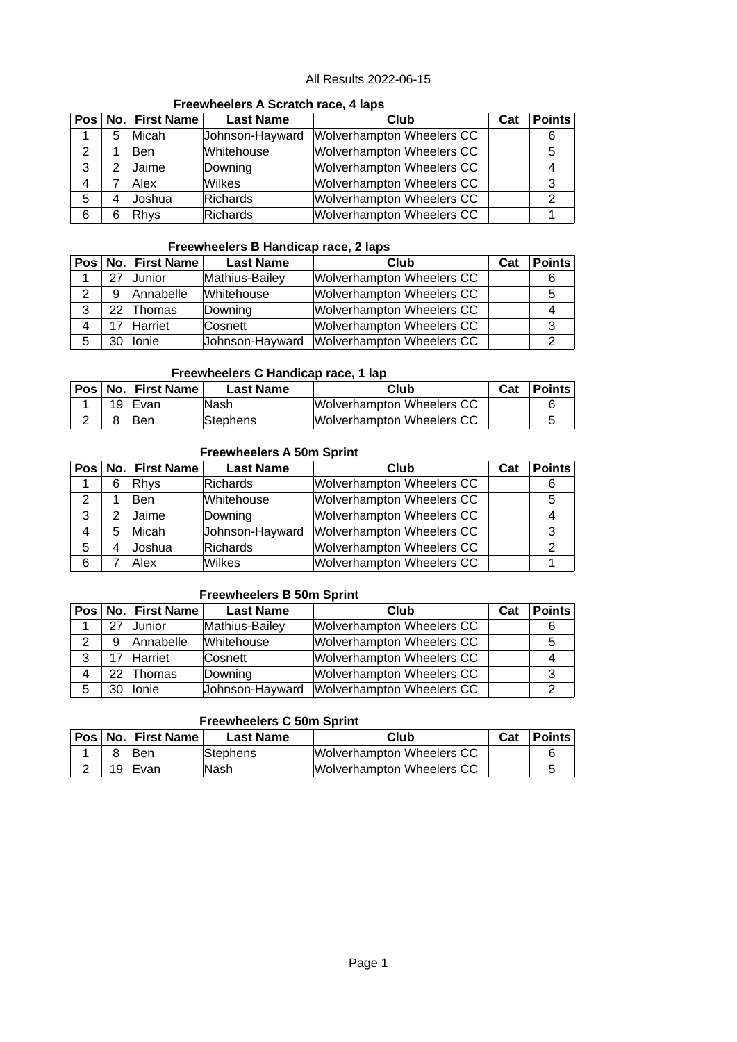All Results 2022-06-15

### Freewheelers A Scratch race, 4 laps

| Pos | No. | First Name | Last Name | Club | Cat | Points |
|---|---|---|---|---|---|---|
| 1 | 5 | Micah | Johnson-Hayward | Wolverhampton Wheelers CC | | 6 |
| 2 | 1 | Ben | Whitehouse | Wolverhampton Wheelers CC | | 5 |
| 3 | 2 | Jaime | Downing | Wolverhampton Wheelers CC | | 4 |
| 4 | 7 | Alex | Wilkes | Wolverhampton Wheelers CC | | 3 |
| 5 | 4 | Joshua | Richards | Wolverhampton Wheelers CC | | 2 |
| 6 | 6 | Rhys | Richards | Wolverhampton Wheelers CC | | 1 |

### Freewheelers B Handicap race, 2 laps

| Pos | No. | First Name | Last Name | Club | Cat | Points |
|---|---|---|---|---|---|---|
| 1 | 27 | Junior | Mathius-Bailey | Wolverhampton Wheelers CC | | 6 |
| 2 | 9 | Annabelle | Whitehouse | Wolverhampton Wheelers CC | | 5 |
| 3 | 22 | Thomas | Downing | Wolverhampton Wheelers CC | | 4 |
| 4 | 17 | Harriet | Cosnett | Wolverhampton Wheelers CC | | 3 |
| 5 | 30 | Ionie | Johnson-Hayward | Wolverhampton Wheelers CC | | 2 |

### Freewheelers C Handicap race, 1 lap

| Pos | No. | First Name | Last Name | Club | Cat | Points |
|---|---|---|---|---|---|---|
| 1 | 19 | Evan | Nash | Wolverhampton Wheelers CC | | 6 |
| 2 | 8 | Ben | Stephens | Wolverhampton Wheelers CC | | 5 |

### Freewheelers A 50m Sprint

| Pos | No. | First Name | Last Name | Club | Cat | Points |
|---|---|---|---|---|---|---|
| 1 | 6 | Rhys | Richards | Wolverhampton Wheelers CC | | 6 |
| 2 | 1 | Ben | Whitehouse | Wolverhampton Wheelers CC | | 5 |
| 3 | 2 | Jaime | Downing | Wolverhampton Wheelers CC | | 4 |
| 4 | 5 | Micah | Johnson-Hayward | Wolverhampton Wheelers CC | | 3 |
| 5 | 4 | Joshua | Richards | Wolverhampton Wheelers CC | | 2 |
| 6 | 7 | Alex | Wilkes | Wolverhampton Wheelers CC | | 1 |

### Freewheelers B 50m Sprint

| Pos | No. | First Name | Last Name | Club | Cat | Points |
|---|---|---|---|---|---|---|
| 1 | 27 | Junior | Mathius-Bailey | Wolverhampton Wheelers CC | | 6 |
| 2 | 9 | Annabelle | Whitehouse | Wolverhampton Wheelers CC | | 5 |
| 3 | 17 | Harriet | Cosnett | Wolverhampton Wheelers CC | | 4 |
| 4 | 22 | Thomas | Downing | Wolverhampton Wheelers CC | | 3 |
| 5 | 30 | Ionie | Johnson-Hayward | Wolverhampton Wheelers CC | | 2 |

### Freewheelers C 50m Sprint

| Pos | No. | First Name | Last Name | Club | Cat | Points |
|---|---|---|---|---|---|---|
| 1 | 8 | Ben | Stephens | Wolverhampton Wheelers CC | | 6 |
| 2 | 19 | Evan | Nash | Wolverhampton Wheelers CC | | 5 |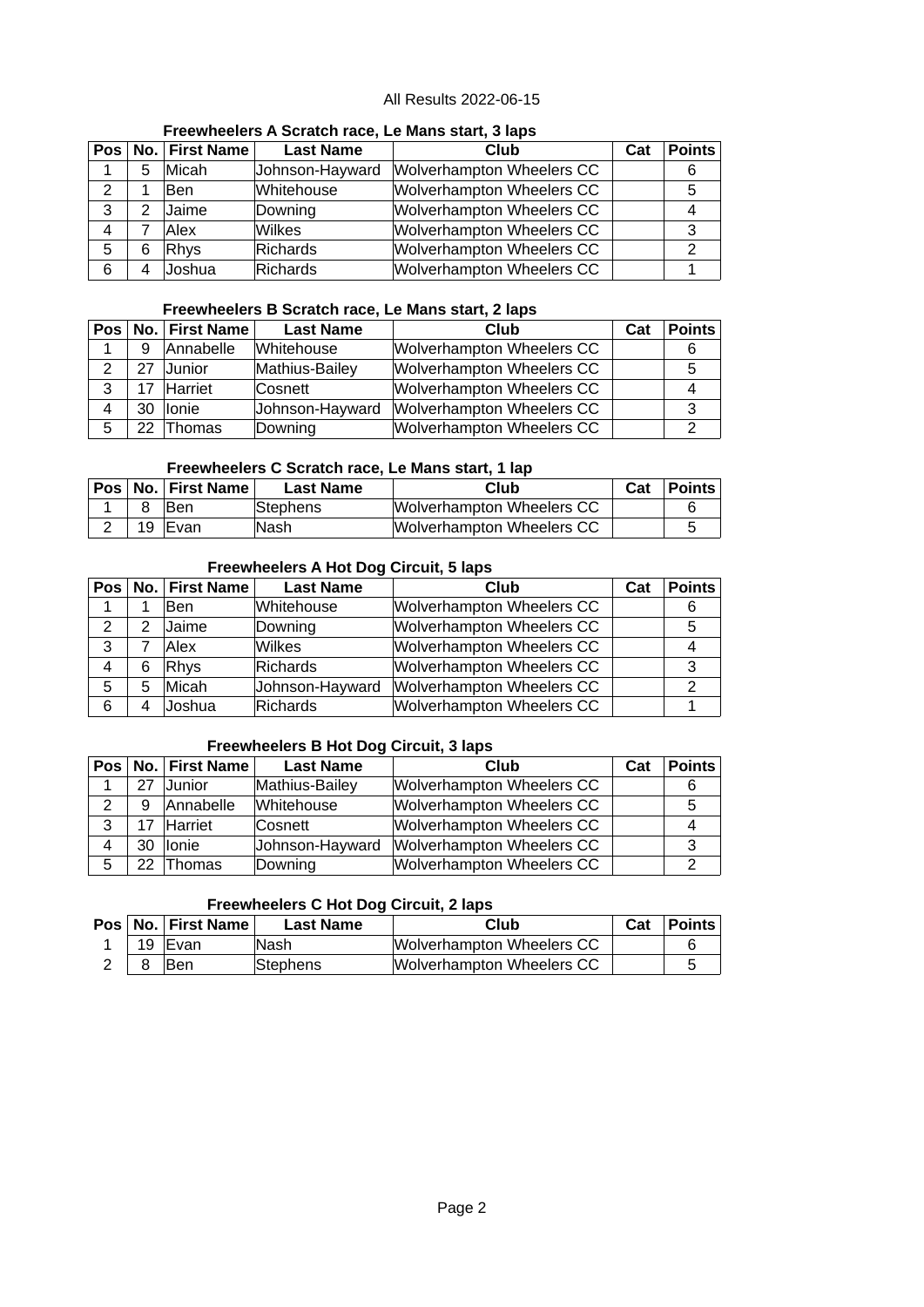All Results 2022-06-15

### Freewheelers A Scratch race, Le Mans start, 3 laps

| Pos | No. | First Name | Last Name | Club | Cat | Points |
|---|---|---|---|---|---|---|
| 1 | 5 | Micah | Johnson-Hayward | Wolverhampton Wheelers CC | | 6 |
| 2 | 1 | Ben | Whitehouse | Wolverhampton Wheelers CC | | 5 |
| 3 | 2 | Jaime | Downing | Wolverhampton Wheelers CC | | 4 |
| 4 | 7 | Alex | Wilkes | Wolverhampton Wheelers CC | | 3 |
| 5 | 6 | Rhys | Richards | Wolverhampton Wheelers CC | | 2 |
| 6 | 4 | Joshua | Richards | Wolverhampton Wheelers CC | | 1 |

### Freewheelers B Scratch race, Le Mans start, 2 laps

| Pos | No. | First Name | Last Name | Club | Cat | Points |
|---|---|---|---|---|---|---|
| 1 | 9 | Annabelle | Whitehouse | Wolverhampton Wheelers CC | | 6 |
| 2 | 27 | Junior | Mathius-Bailey | Wolverhampton Wheelers CC | | 5 |
| 3 | 17 | Harriet | Cosnett | Wolverhampton Wheelers CC | | 4 |
| 4 | 30 | Ionie | Johnson-Hayward | Wolverhampton Wheelers CC | | 3 |
| 5 | 22 | Thomas | Downing | Wolverhampton Wheelers CC | | 2 |

### Freewheelers C Scratch race, Le Mans start, 1 lap

| Pos | No. | First Name | Last Name | Club | Cat | Points |
|---|---|---|---|---|---|---|
| 1 | 8 | Ben | Stephens | Wolverhampton Wheelers CC | | 6 |
| 2 | 19 | Evan | Nash | Wolverhampton Wheelers CC | | 5 |

### Freewheelers A Hot Dog Circuit, 5 laps

| Pos | No. | First Name | Last Name | Club | Cat | Points |
|---|---|---|---|---|---|---|
| 1 | 1 | Ben | Whitehouse | Wolverhampton Wheelers CC | | 6 |
| 2 | 2 | Jaime | Downing | Wolverhampton Wheelers CC | | 5 |
| 3 | 7 | Alex | Wilkes | Wolverhampton Wheelers CC | | 4 |
| 4 | 6 | Rhys | Richards | Wolverhampton Wheelers CC | | 3 |
| 5 | 5 | Micah | Johnson-Hayward | Wolverhampton Wheelers CC | | 2 |
| 6 | 4 | Joshua | Richards | Wolverhampton Wheelers CC | | 1 |

### Freewheelers B Hot Dog Circuit, 3 laps

| Pos | No. | First Name | Last Name | Club | Cat | Points |
|---|---|---|---|---|---|---|
| 1 | 27 | Junior | Mathius-Bailey | Wolverhampton Wheelers CC | | 6 |
| 2 | 9 | Annabelle | Whitehouse | Wolverhampton Wheelers CC | | 5 |
| 3 | 17 | Harriet | Cosnett | Wolverhampton Wheelers CC | | 4 |
| 4 | 30 | Ionie | Johnson-Hayward | Wolverhampton Wheelers CC | | 3 |
| 5 | 22 | Thomas | Downing | Wolverhampton Wheelers CC | | 2 |

### Freewheelers C Hot Dog Circuit, 2 laps

| Pos | No. | First Name | Last Name | Club | Cat | Points |
|---|---|---|---|---|---|---|
| 1 | 19 | Evan | Nash | Wolverhampton Wheelers CC | | 6 |
| 2 | 8 | Ben | Stephens | Wolverhampton Wheelers CC | | 5 |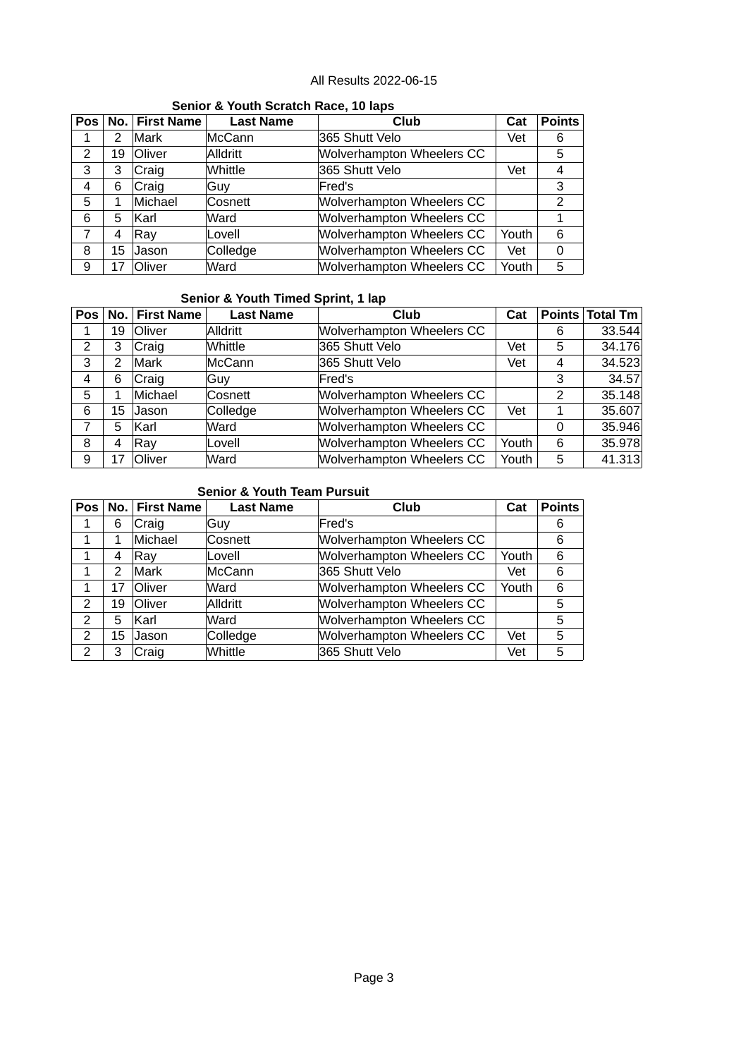All Results 2022-06-15

### Senior & Youth Scratch Race, 10 laps

| Pos | No. | First Name | Last Name | Club | Cat | Points |
|---|---|---|---|---|---|---|
| 1 | 2 | Mark | McCann | 365 Shutt Velo | Vet | 6 |
| 2 | 19 | Oliver | Alldritt | Wolverhampton Wheelers CC | | 5 |
| 3 | 3 | Craig | Whittle | 365 Shutt Velo | Vet | 4 |
| 4 | 6 | Craig | Guy | Fred's | | 3 |
| 5 | 1 | Michael | Cosnett | Wolverhampton Wheelers CC | | 2 |
| 6 | 5 | Karl | Ward | Wolverhampton Wheelers CC | | 1 |
| 7 | 4 | Ray | Lovell | Wolverhampton Wheelers CC | Youth | 6 |
| 8 | 15 | Jason | Colledge | Wolverhampton Wheelers CC | Vet | 0 |
| 9 | 17 | Oliver | Ward | Wolverhampton Wheelers CC | Youth | 5 |

### Senior & Youth Timed Sprint, 1 lap

| Pos | No. | First Name | Last Name | Club | Cat | Points | Total Tm |
|---|---|---|---|---|---|---|---|
| 1 | 19 | Oliver | Alldritt | Wolverhampton Wheelers CC | | 6 | 33.544 |
| 2 | 3 | Craig | Whittle | 365 Shutt Velo | Vet | 5 | 34.176 |
| 3 | 2 | Mark | McCann | 365 Shutt Velo | Vet | 4 | 34.523 |
| 4 | 6 | Craig | Guy | Fred's | | 3 | 34.57 |
| 5 | 1 | Michael | Cosnett | Wolverhampton Wheelers CC | | 2 | 35.148 |
| 6 | 15 | Jason | Colledge | Wolverhampton Wheelers CC | Vet | 1 | 35.607 |
| 7 | 5 | Karl | Ward | Wolverhampton Wheelers CC | | 0 | 35.946 |
| 8 | 4 | Ray | Lovell | Wolverhampton Wheelers CC | Youth | 6 | 35.978 |
| 9 | 17 | Oliver | Ward | Wolverhampton Wheelers CC | Youth | 5 | 41.313 |

### Senior & Youth Team Pursuit

| Pos | No. | First Name | Last Name | Club | Cat | Points |
|---|---|---|---|---|---|---|
| 1 | 6 | Craig | Guy | Fred's | | 6 |
| 1 | 1 | Michael | Cosnett | Wolverhampton Wheelers CC | | 6 |
| 1 | 4 | Ray | Lovell | Wolverhampton Wheelers CC | Youth | 6 |
| 1 | 2 | Mark | McCann | 365 Shutt Velo | Vet | 6 |
| 1 | 17 | Oliver | Ward | Wolverhampton Wheelers CC | Youth | 6 |
| 2 | 19 | Oliver | Alldritt | Wolverhampton Wheelers CC | | 5 |
| 2 | 5 | Karl | Ward | Wolverhampton Wheelers CC | | 5 |
| 2 | 15 | Jason | Colledge | Wolverhampton Wheelers CC | Vet | 5 |
| 2 | 3 | Craig | Whittle | 365 Shutt Velo | Vet | 5 |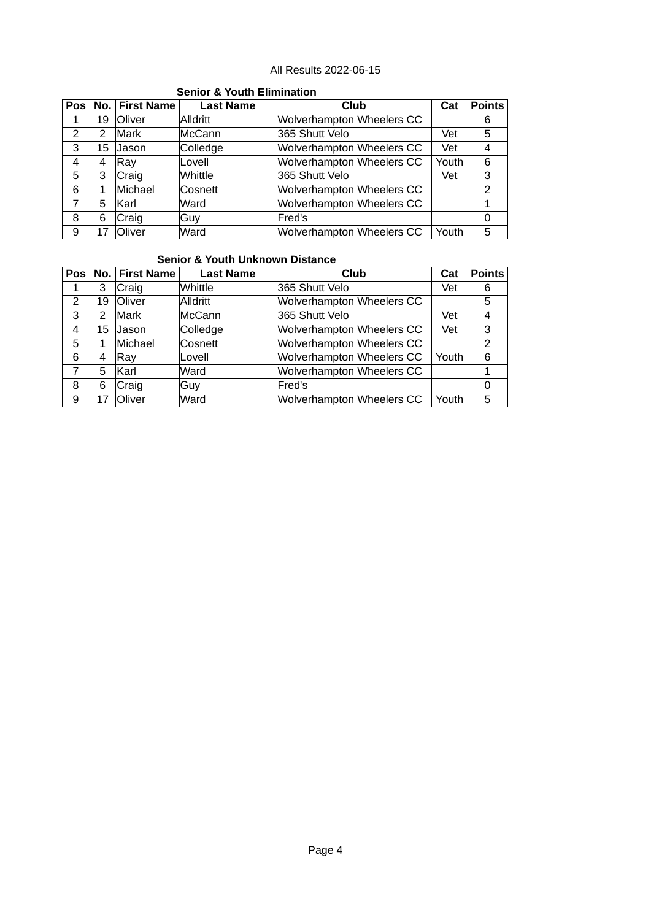All Results 2022-06-15

### Senior & Youth Elimination

| Pos | No. | First Name | Last Name | Club | Cat | Points |
|---|---|---|---|---|---|---|
| 1 | 19 | Oliver | Alldritt | Wolverhampton Wheelers CC | | 6 |
| 2 | 2 | Mark | McCann | 365 Shutt Velo | Vet | 5 |
| 3 | 15 | Jason | Colledge | Wolverhampton Wheelers CC | Vet | 4 |
| 4 | 4 | Ray | Lovell | Wolverhampton Wheelers CC | Youth | 6 |
| 5 | 3 | Craig | Whittle | 365 Shutt Velo | Vet | 3 |
| 6 | 1 | Michael | Cosnett | Wolverhampton Wheelers CC | | 2 |
| 7 | 5 | Karl | Ward | Wolverhampton Wheelers CC | | 1 |
| 8 | 6 | Craig | Guy | Fred's | | 0 |
| 9 | 17 | Oliver | Ward | Wolverhampton Wheelers CC | Youth | 5 |

### Senior & Youth Unknown Distance

| Pos | No. | First Name | Last Name | Club | Cat | Points |
|---|---|---|---|---|---|---|
| 1 | 3 | Craig | Whittle | 365 Shutt Velo | Vet | 6 |
| 2 | 19 | Oliver | Alldritt | Wolverhampton Wheelers CC | | 5 |
| 3 | 2 | Mark | McCann | 365 Shutt Velo | Vet | 4 |
| 4 | 15 | Jason | Colledge | Wolverhampton Wheelers CC | Vet | 3 |
| 5 | 1 | Michael | Cosnett | Wolverhampton Wheelers CC | | 2 |
| 6 | 4 | Ray | Lovell | Wolverhampton Wheelers CC | Youth | 6 |
| 7 | 5 | Karl | Ward | Wolverhampton Wheelers CC | | 1 |
| 8 | 6 | Craig | Guy | Fred's | | 0 |
| 9 | 17 | Oliver | Ward | Wolverhampton Wheelers CC | Youth | 5 |